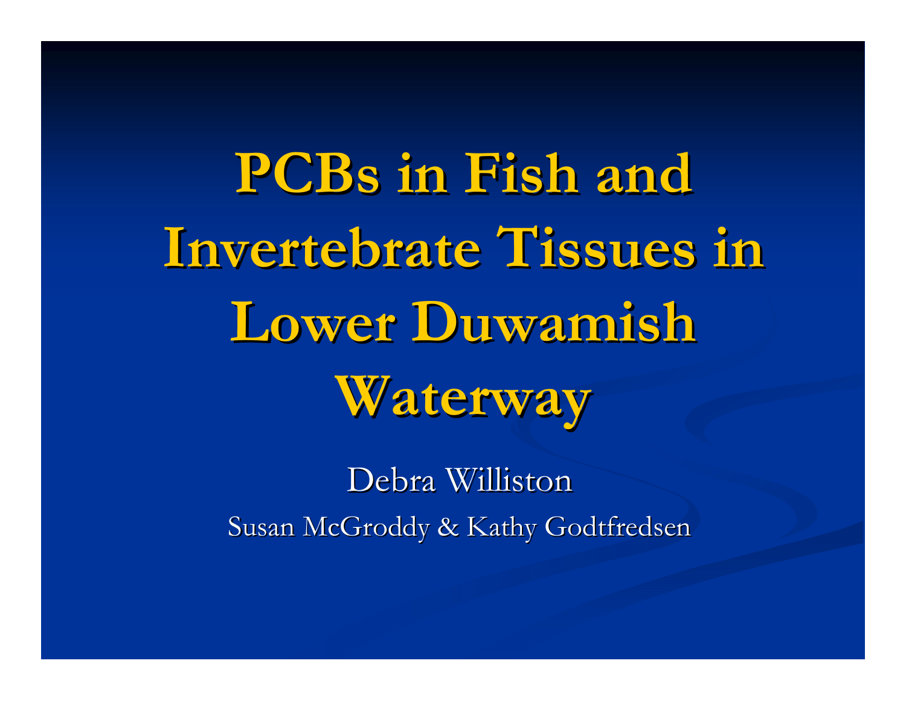# PCBs in Fish and Invertebrate Tissues in Lower Duwamish Waterway

Debra Williston

Susan McGroddy & Kathy Godtfredsen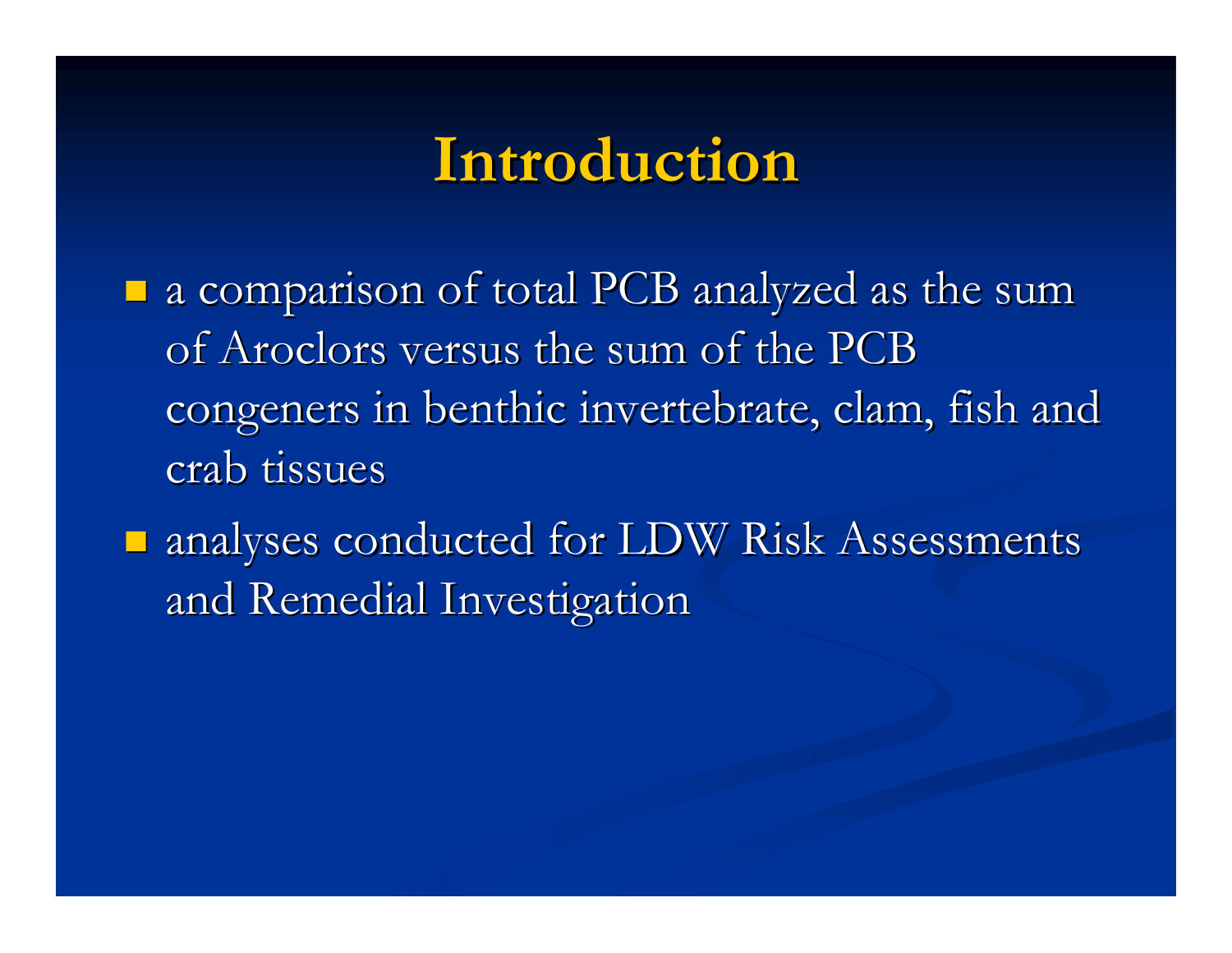# Introduction

- a comparison of total PCB analyzed as the sum of Aroclors versus the sum of the PCB congeners in benthic invertebrate, clam, fish and crab tissues
- analyses conducted for LDW Risk Assessments and Remedial Investigation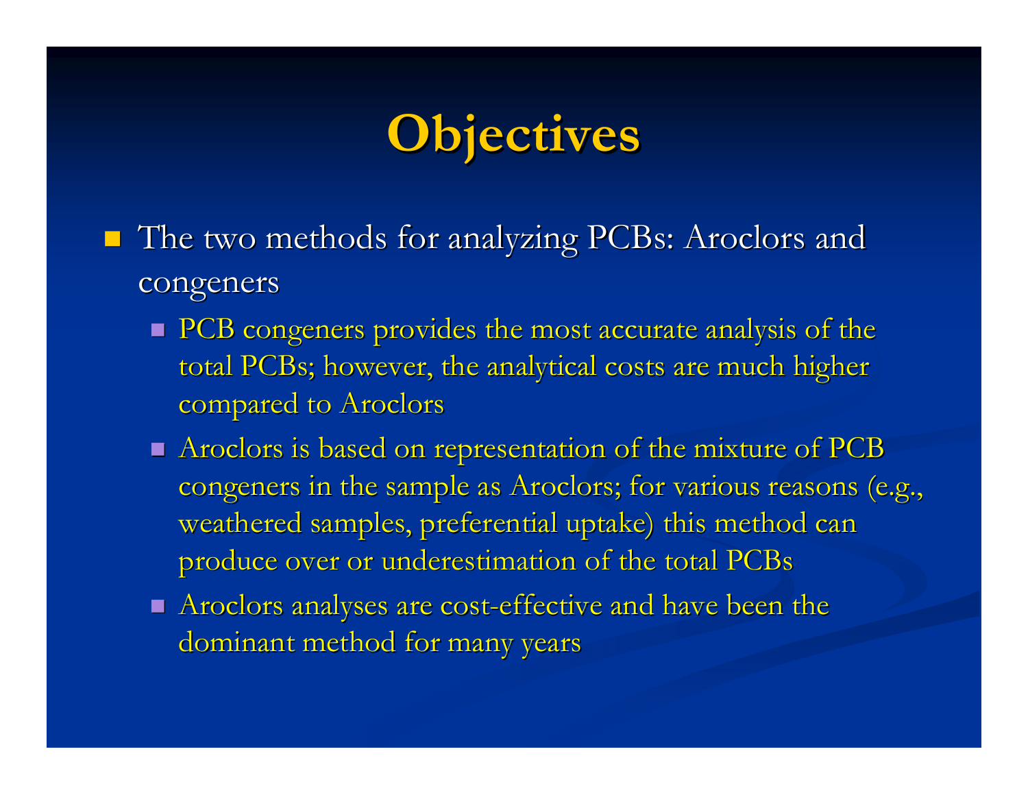# Objectives

- The two methods for analyzing PCBs: Aroclors and congeners
  - PCB congeners provides the most accurate analysis of the total PCBs; however, the analytical costs are much higher compared to Aroclors
  - Aroclors is based on representation of the mixture of PCB congeners in the sample as Aroclors; for various reasons (e.g., weathered samples, preferential uptake) this method can produce over or underestimation of the total PCBs
  - Aroclors analyses are cost-effective and have been the dominant method for many years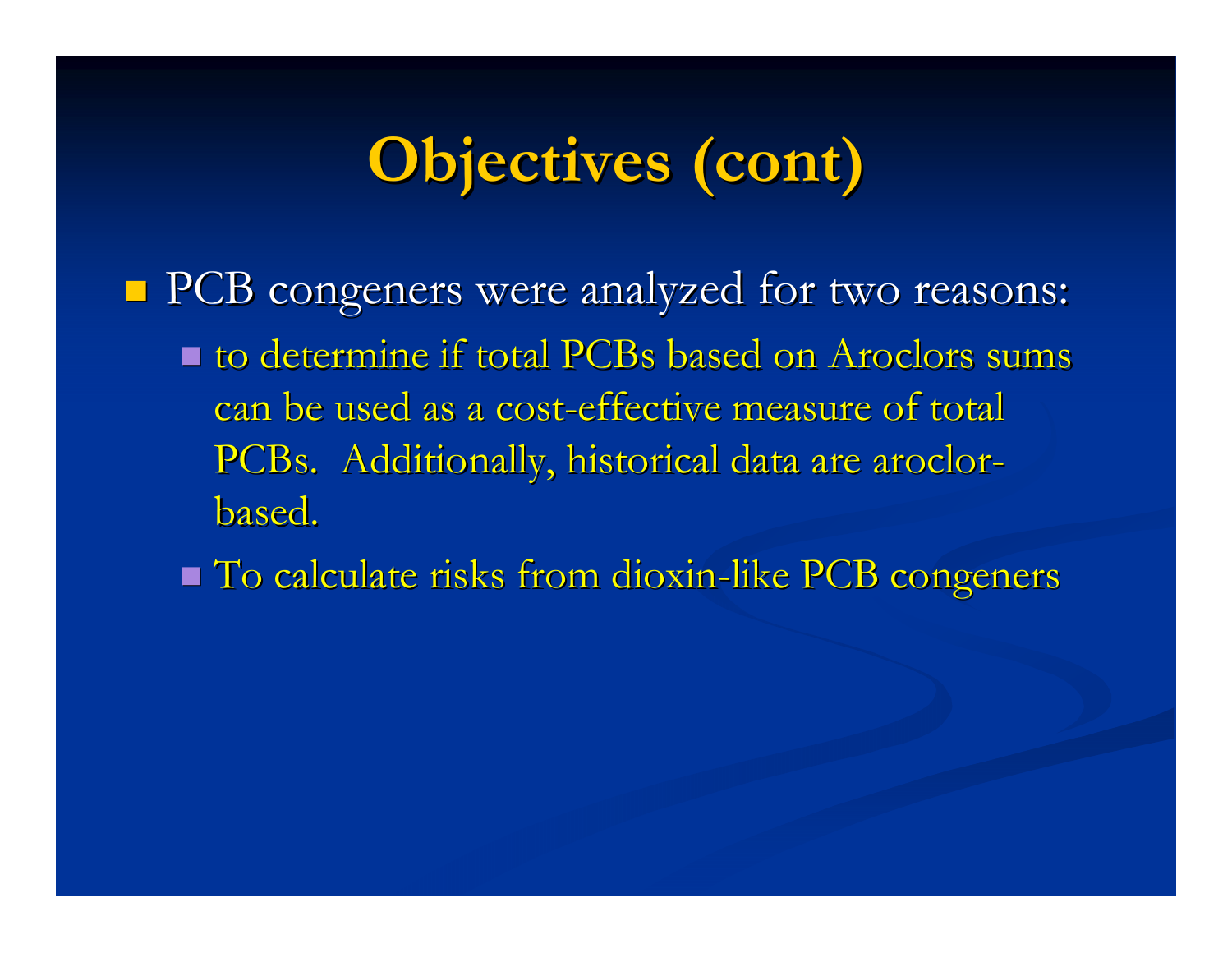# Objectives (cont)

- PCB congeners were analyzed for two reasons:
  - to determine if total PCBs based on Aroclors sums can be used as a cost-effective measure of total PCBs. Additionally, historical data are aroclor-based.
  - To calculate risks from dioxin-like PCB congeners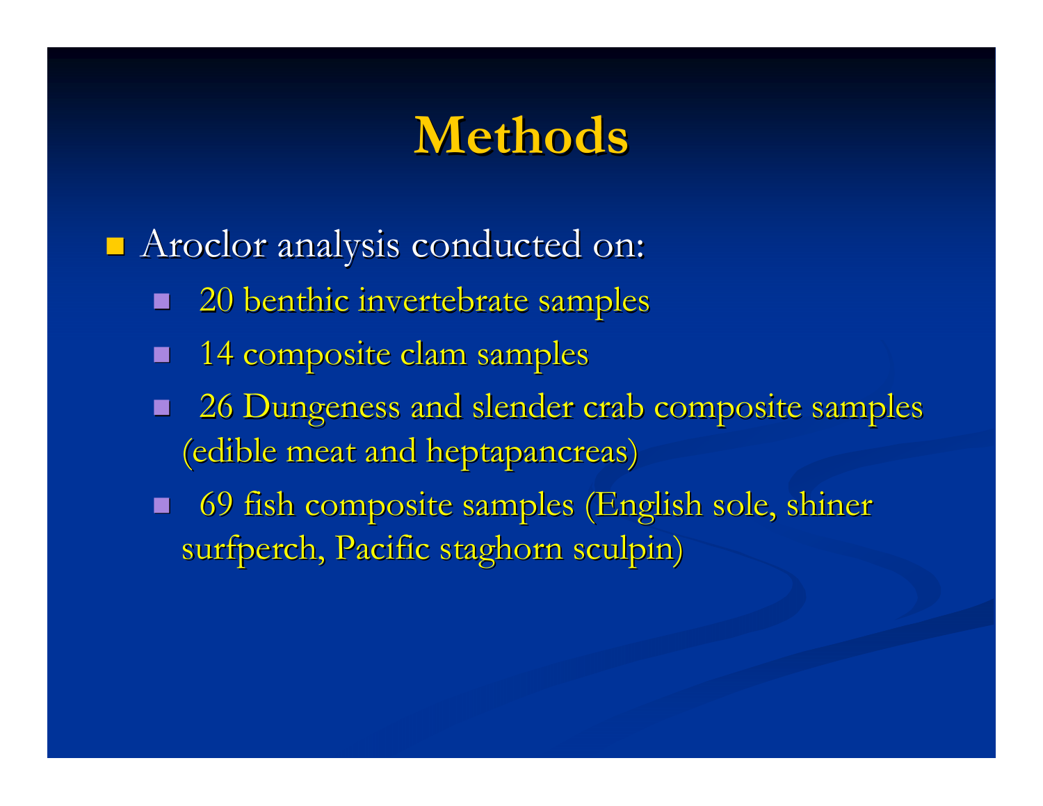# Methods

- Aroclor analysis conducted on:
  - 20 benthic invertebrate samples
  - 14 composite clam samples
  - 26 Dungeness and slender crab composite samples (edible meat and heptapancreas)
  - 69 fish composite samples (English sole, shiner surfperch, Pacific staghorn sculpin)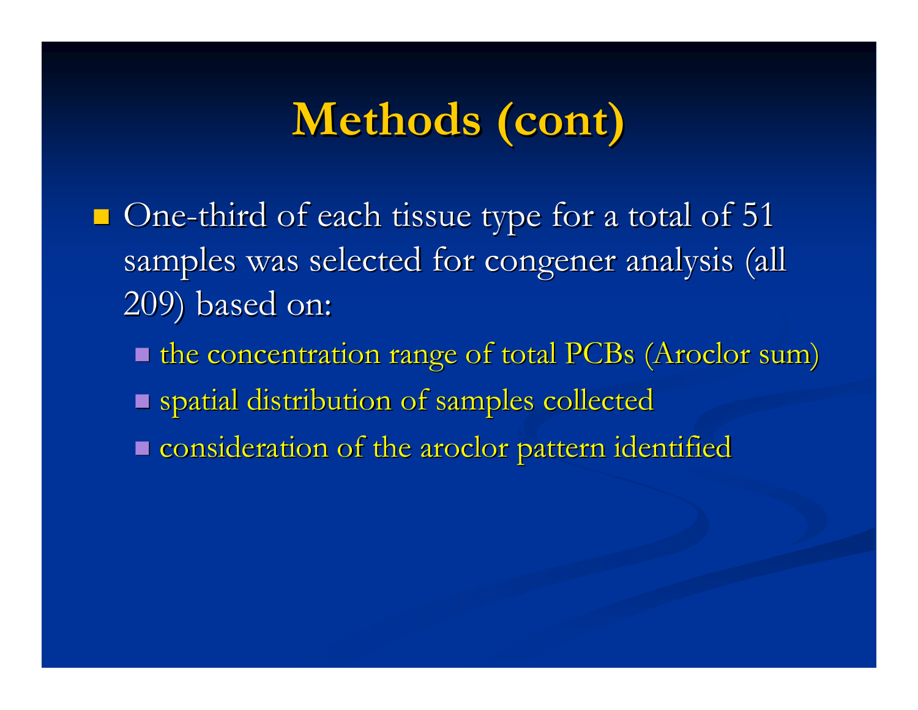# Methods (cont)

- One-third of each tissue type for a total of 51 samples was selected for congener analysis (all 209) based on:
  - the concentration range of total PCBs (Aroclor sum)
  - spatial distribution of samples collected
  - consideration of the aroclor pattern identified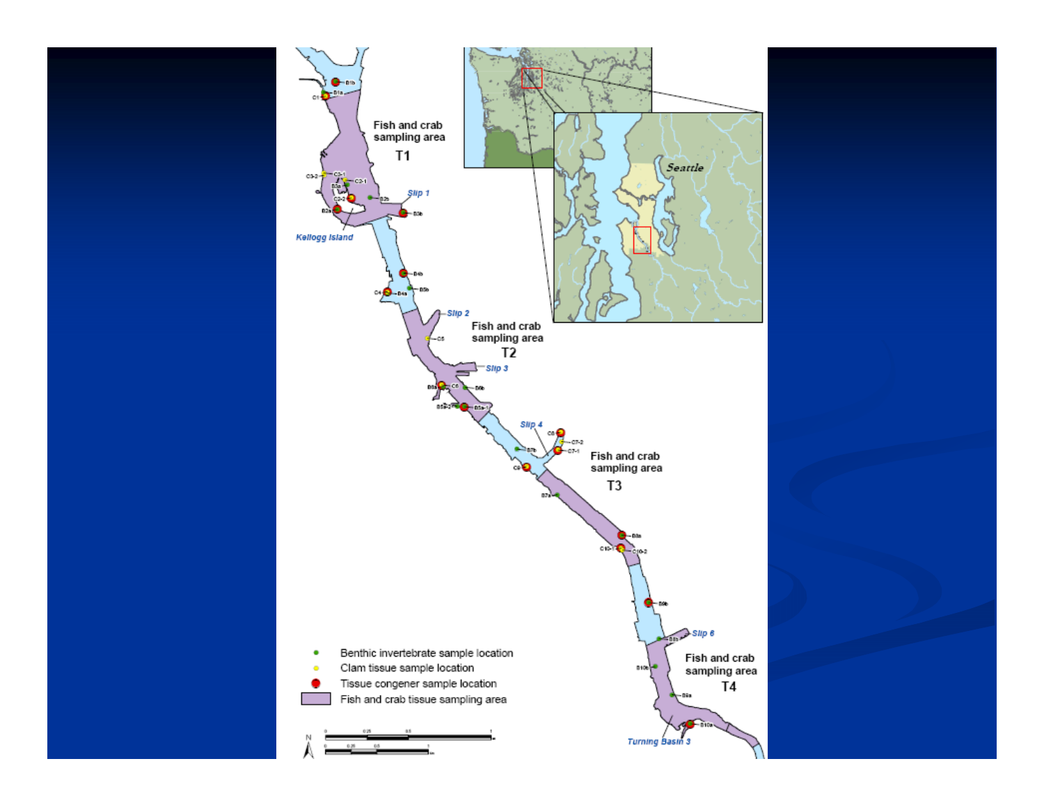Fish and crab sampling area T1

Fish and crab sampling area T2

Fish and crab sampling area T3

Fish and crab sampling area T4

Slip 1

Slip 2

Slip 3

Slip 4

Slip 6

Kellogg Island

Turning Basin 3

Seattle

- Benthic invertebrate sample location
- Clam tissue sample location
- Tissue congener sample location
- Fish and crab tissue sampling area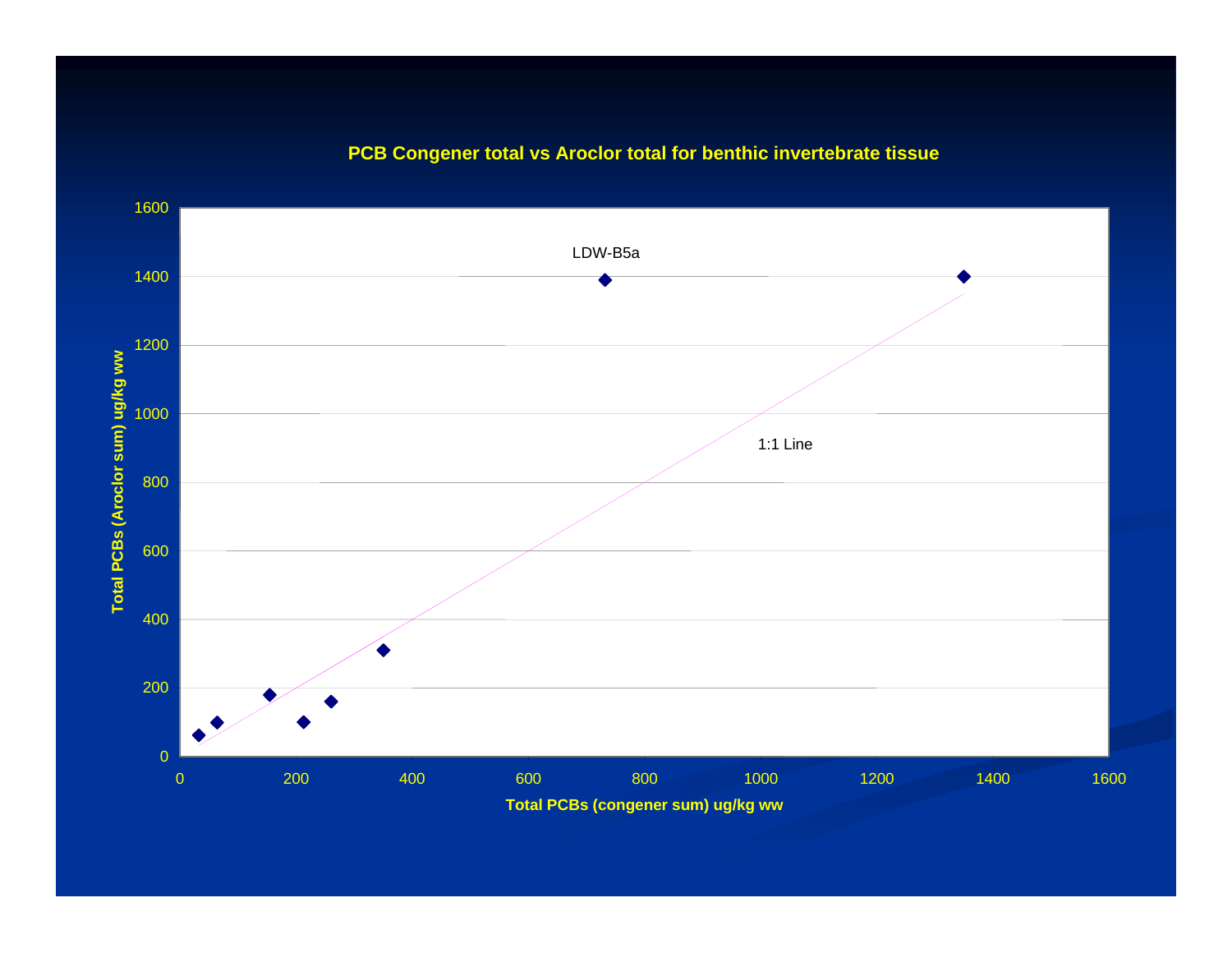**PCB Congener total vs Aroclor total for benthic invertebrate tissue**

Total PCBs (Aroclor sum) ug/kg ww

Total PCBs (congener sum) ug/kg ww

LDW-B5a

1:1 Line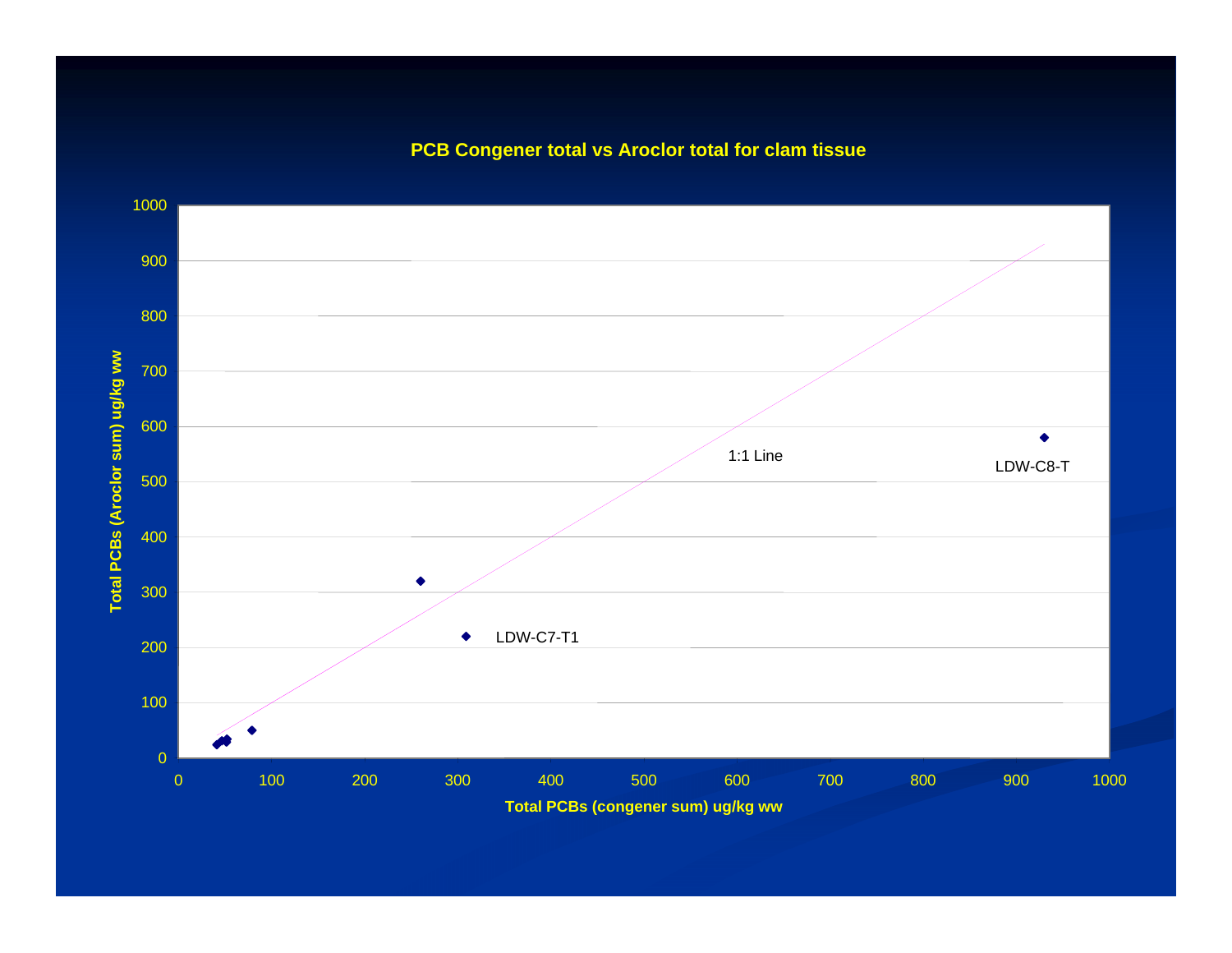## PCB Congener total vs Aroclor total for clam tissue

Total PCBs (Aroclor sum) ug/kg ww

Total PCBs (congener sum) ug/kg ww

1:1 Line

LDW-C8-T

LDW-C7-T1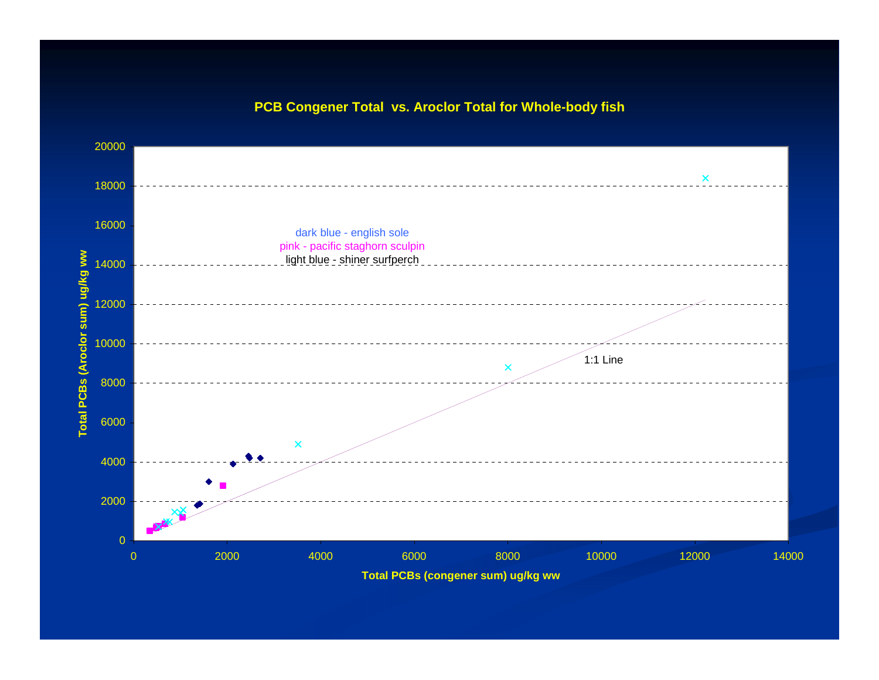## PCB Congener Total vs. Aroclor Total for Whole-body fish

Chart axes:

- Y-axis: Total PCBs (Aroclor sum) ug/kg ww, from 0 to 20000
- X-axis: Total PCBs (congener sum) ug/kg ww, from 0 to 14000

Legend:

- dark blue - english sole
- pink - pacific staghorn sculpin
- light blue - shiner surfperch

Chart annotation: 1:1 Line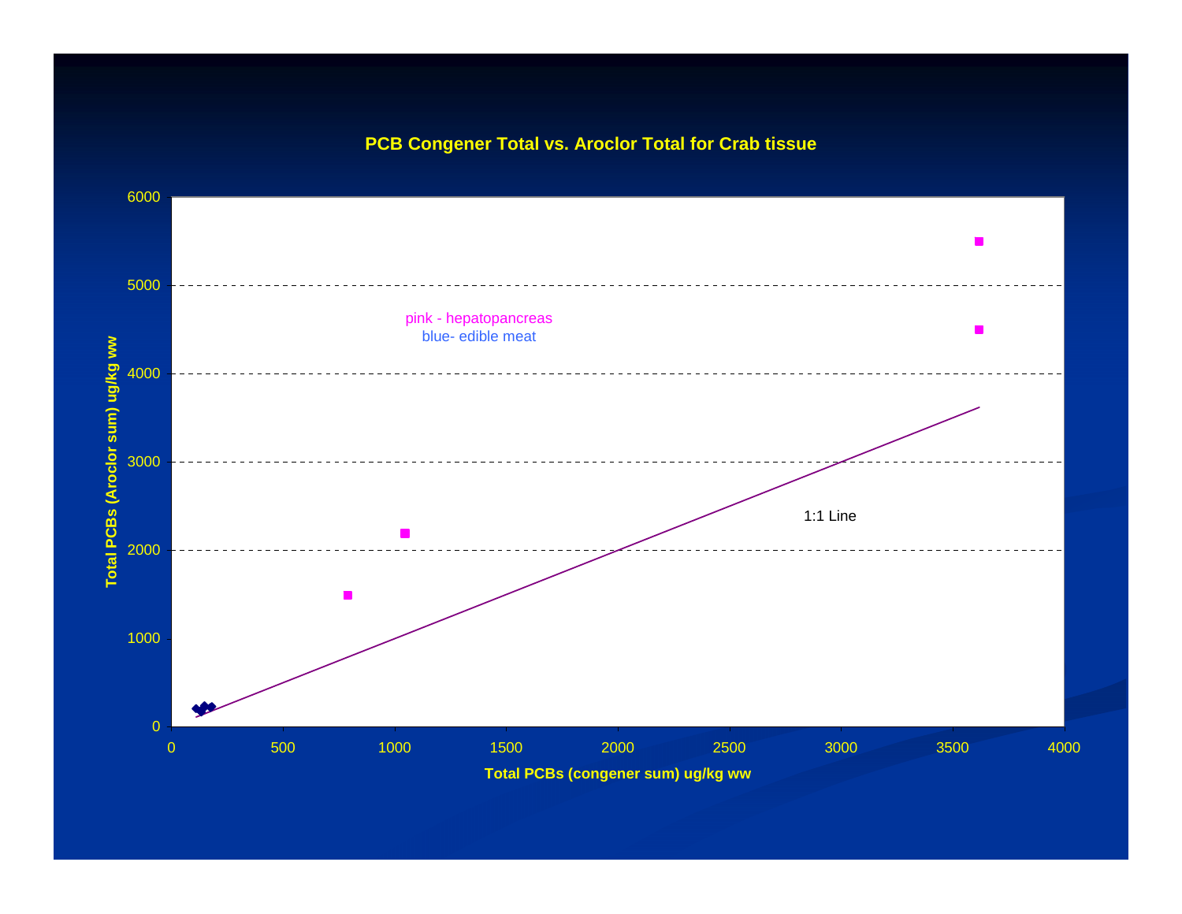**PCB Congener Total vs. Aroclor Total for Crab tissue**

pink - hepatopancreas
blue- edible meat

1:1 Line

Total PCBs (Aroclor sum) ug/kg ww

Total PCBs (congener sum) ug/kg ww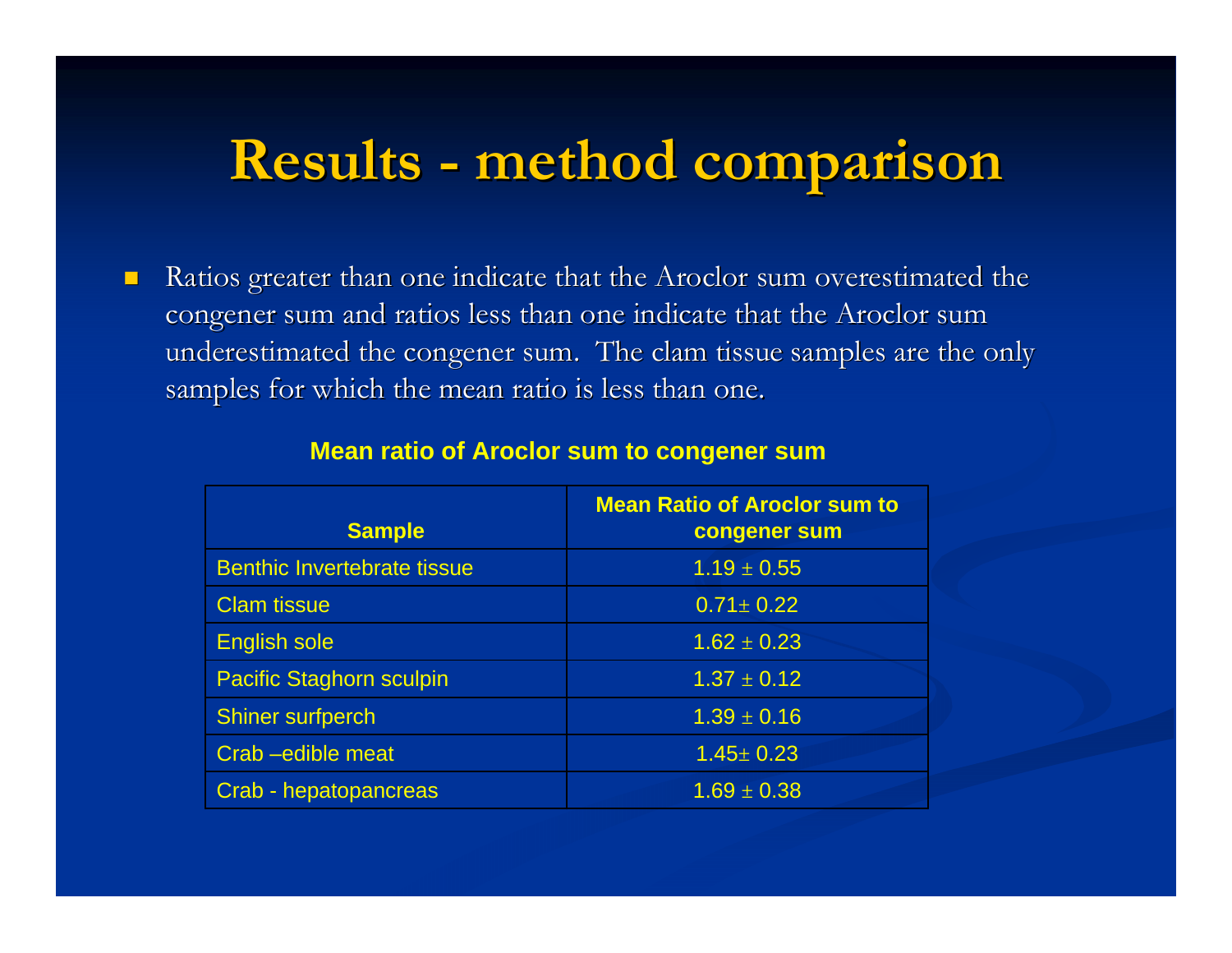# Results - method comparison

- Ratios greater than one indicate that the Aroclor sum overestimated the congener sum and ratios less than one indicate that the Aroclor sum underestimated the congener sum. The clam tissue samples are the only samples for which the mean ratio is less than one.

**Mean ratio of Aroclor sum to congener sum**

| Sample | Mean Ratio of Aroclor sum to congener sum |
| --- | --- |
| Benthic Invertebrate tissue | $1.19 \pm 0.55$ |
| Clam tissue | $0.71 \pm 0.22$ |
| English sole | $1.62 \pm 0.23$ |
| Pacific Staghorn sculpin | $1.37 \pm 0.12$ |
| Shiner surfperch | $1.39 \pm 0.16$ |
| Crab –edible meat | $1.45 \pm 0.23$ |
| Crab - hepatopancreas | $1.69 \pm 0.38$ |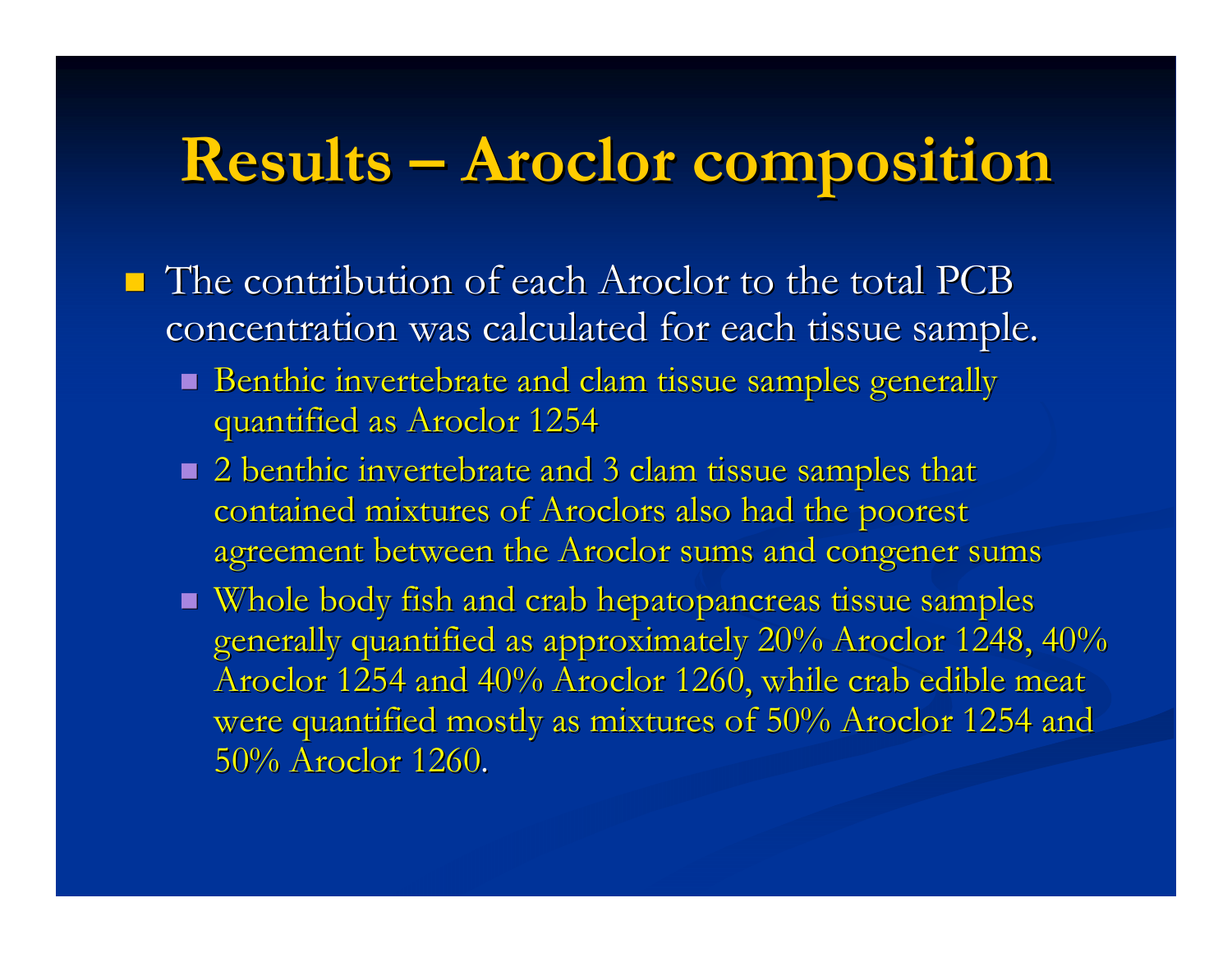# Results – Aroclor composition

- The contribution of each Aroclor to the total PCB concentration was calculated for each tissue sample.
  - Benthic invertebrate and clam tissue samples generally quantified as Aroclor 1254
  - 2 benthic invertebrate and 3 clam tissue samples that contained mixtures of Aroclors also had the poorest agreement between the Aroclor sums and congener sums
  - Whole body fish and crab hepatopancreas tissue samples generally quantified as approximately 20% Aroclor 1248, 40% Aroclor 1254 and 40% Aroclor 1260, while crab edible meat were quantified mostly as mixtures of 50% Aroclor 1254 and 50% Aroclor 1260.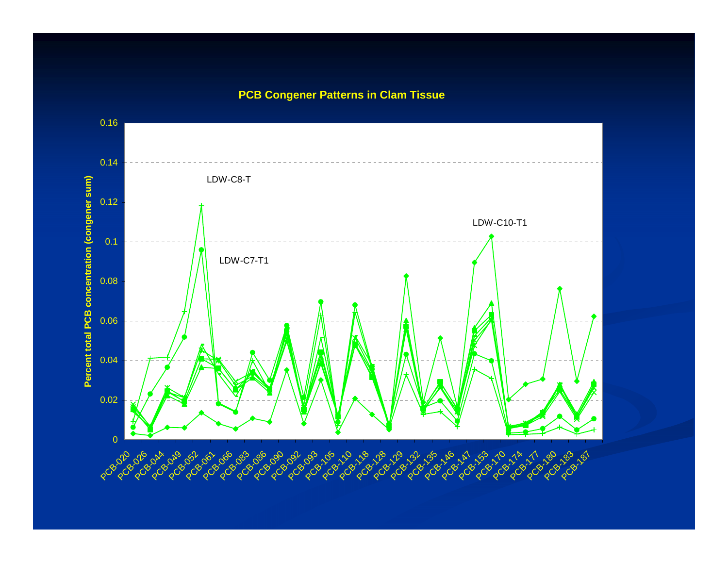## PCB Congener Patterns in Clam Tissue

LDW-C8-T

LDW-C7-T1

LDW-C10-T1

Percent total PCB concentration (congener sum)

0.16
0.14
0.12
0.1
0.08
0.06
0.04
0.02
0

PCB-020 PCB-026 PCB-044 PCB-049 PCB-052 PCB-061 PCB-066 PCB-083 PCB-086 PCB-090 PCB-092 PCB-093 PCB-105 PCB-110 PCB-118 PCB-128 PCB-129 PCB-132 PCB-135 PCB-146 PCB-147 PCB-153 PCB-170 PCB-174 PCB-177 PCB-180 PCB-183 PCB-187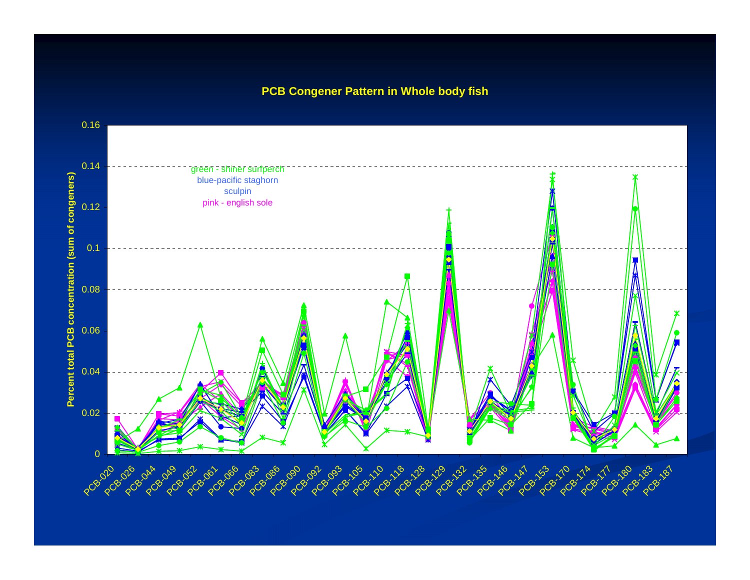# PCB Congener Pattern in Whole body fish

green - shiner surfperch
blue-pacific staghorn sculpin
pink - english sole

Percent total PCB concentration (sum of congeners)

0.16, 0.14, 0.12, 0.1, 0.08, 0.06, 0.04, 0.02, 0

PCB-020, PCB-026, PCB-044, PCB-049, PCB-052, PCB-061, PCB-066, PCB-083, PCB-086, PCB-090, PCB-092, PCB-093, PCB-105, PCB-110, PCB-118, PCB-128, PCB-129, PCB-132, PCB-135, PCB-146, PCB-147, PCB-153, PCB-170, PCB-174, PCB-177, PCB-180, PCB-183, PCB-187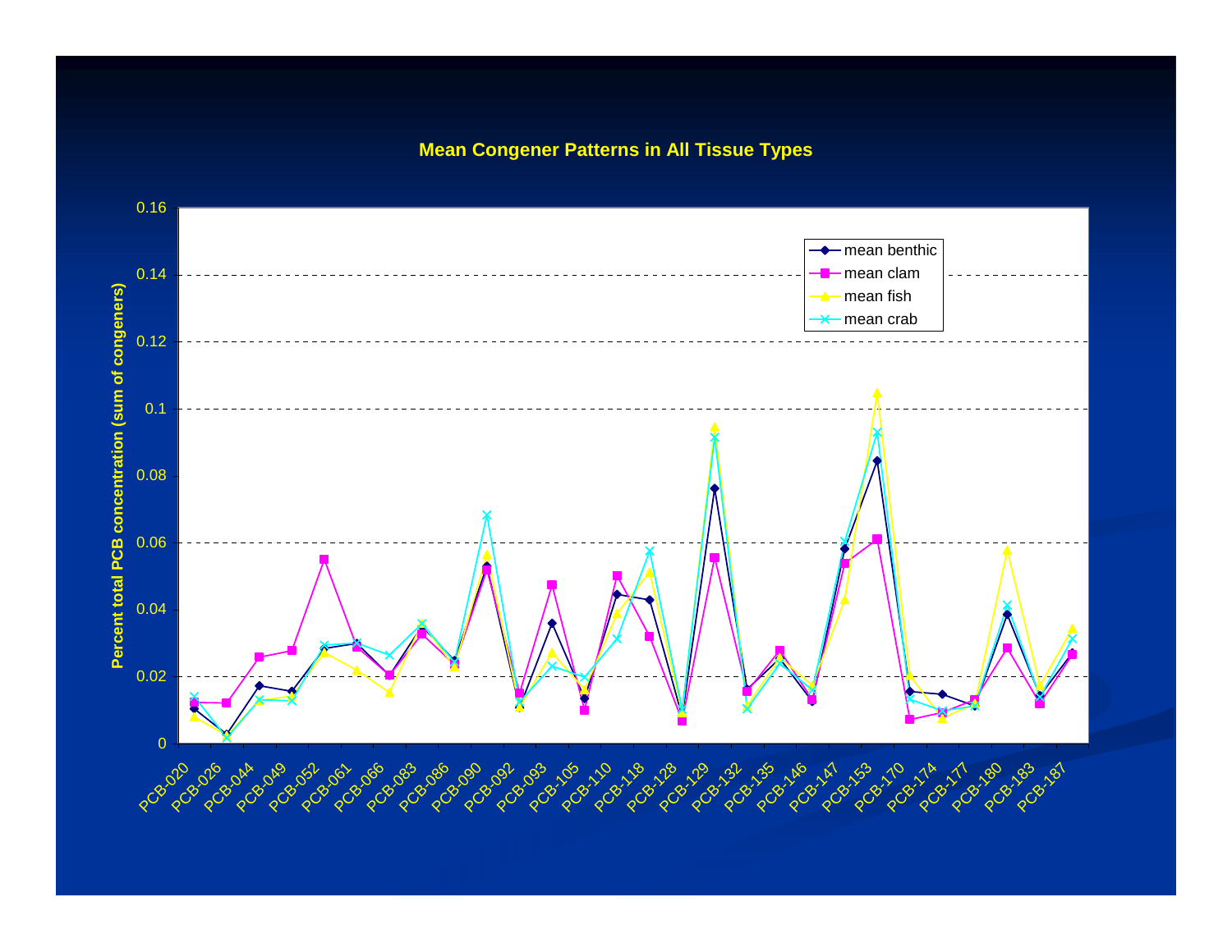# Mean Congener Patterns in All Tissue Types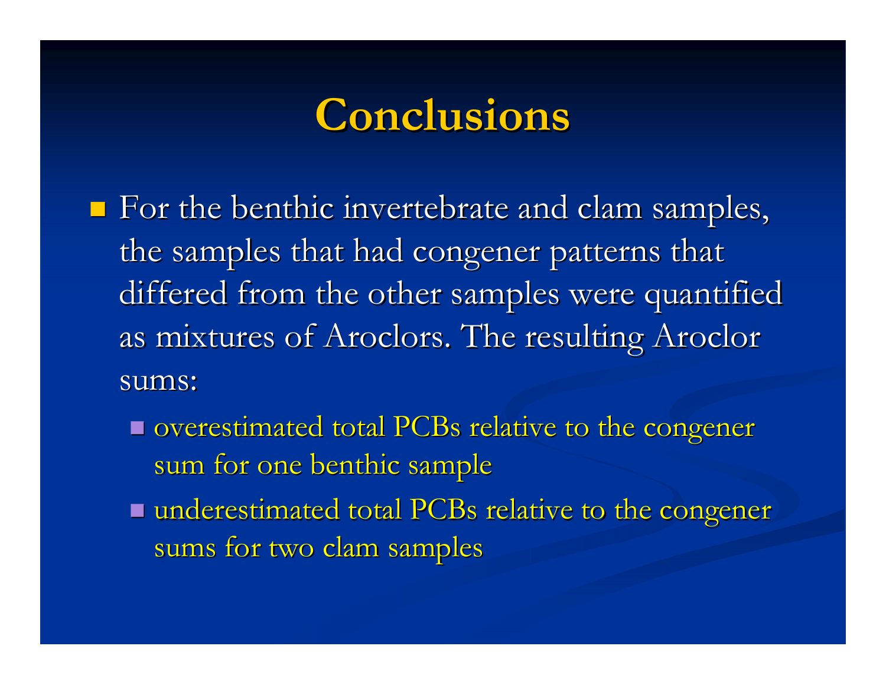# Conclusions

- For the benthic invertebrate and clam samples, the samples that had congener patterns that differed from the other samples were quantified as mixtures of Aroclors. The resulting Aroclor sums:
  - overestimated total PCBs relative to the congener sum for one benthic sample
  - underestimated total PCBs relative to the congener sums for two clam samples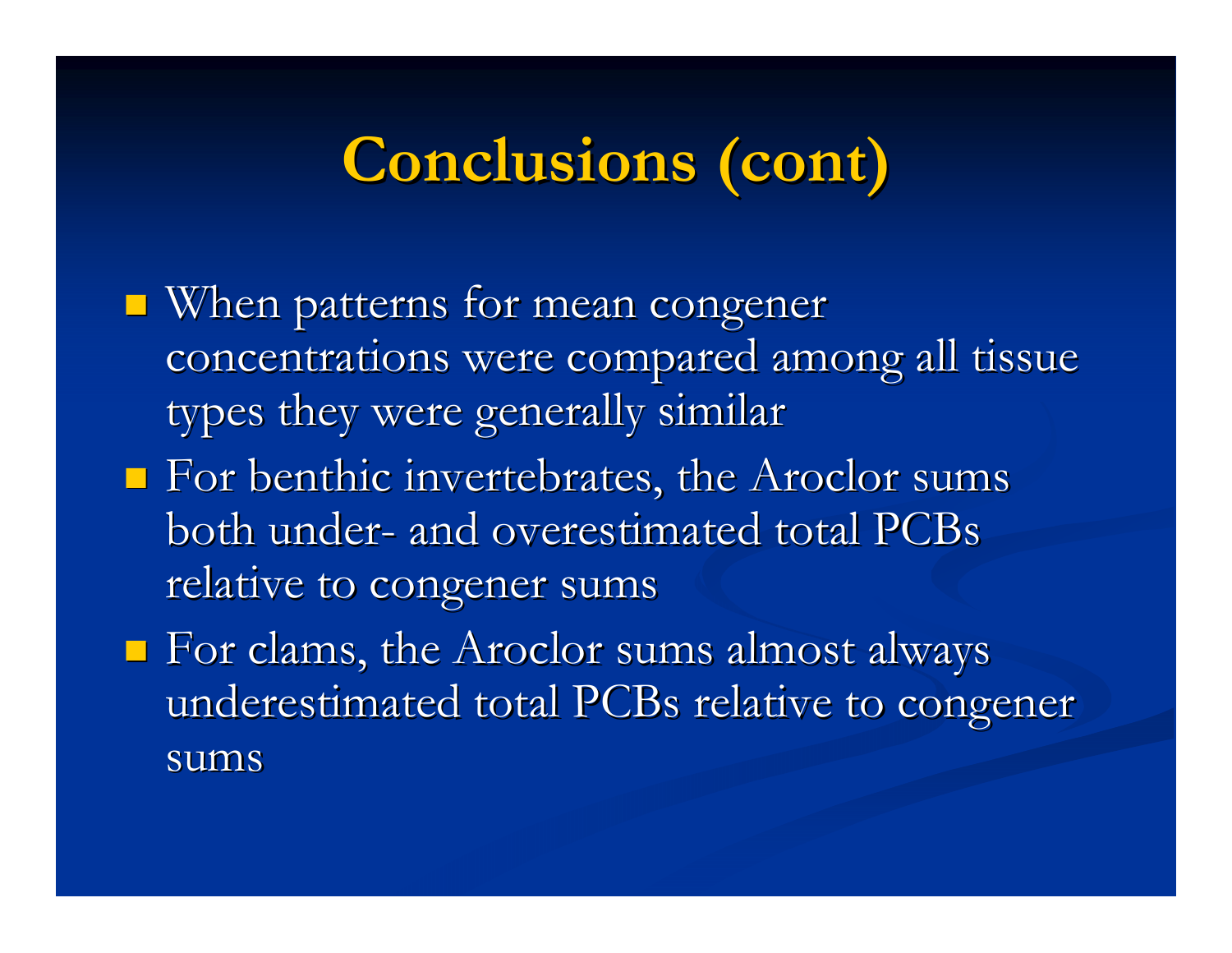# Conclusions (cont)

- When patterns for mean congener concentrations were compared among all tissue types they were generally similar
- For benthic invertebrates, the Aroclor sums both under- and overestimated total PCBs relative to congener sums
- For clams, the Aroclor sums almost always underestimated total PCBs relative to congener sums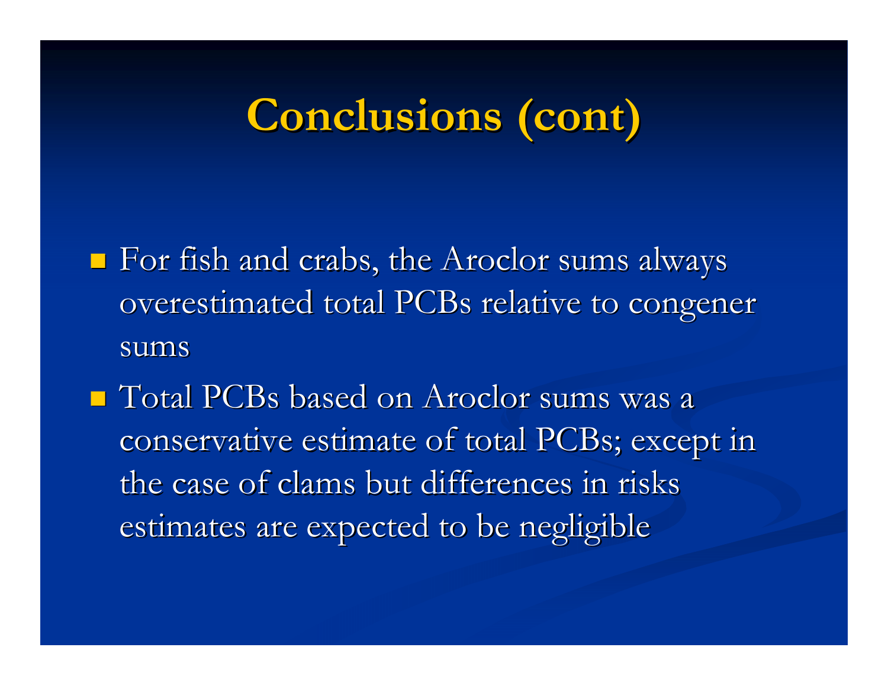# Conclusions (cont)

- For fish and crabs, the Aroclor sums always overestimated total PCBs relative to congener sums
- Total PCBs based on Aroclor sums was a conservative estimate of total PCBs; except in the case of clams but differences in risks estimates are expected to be negligible